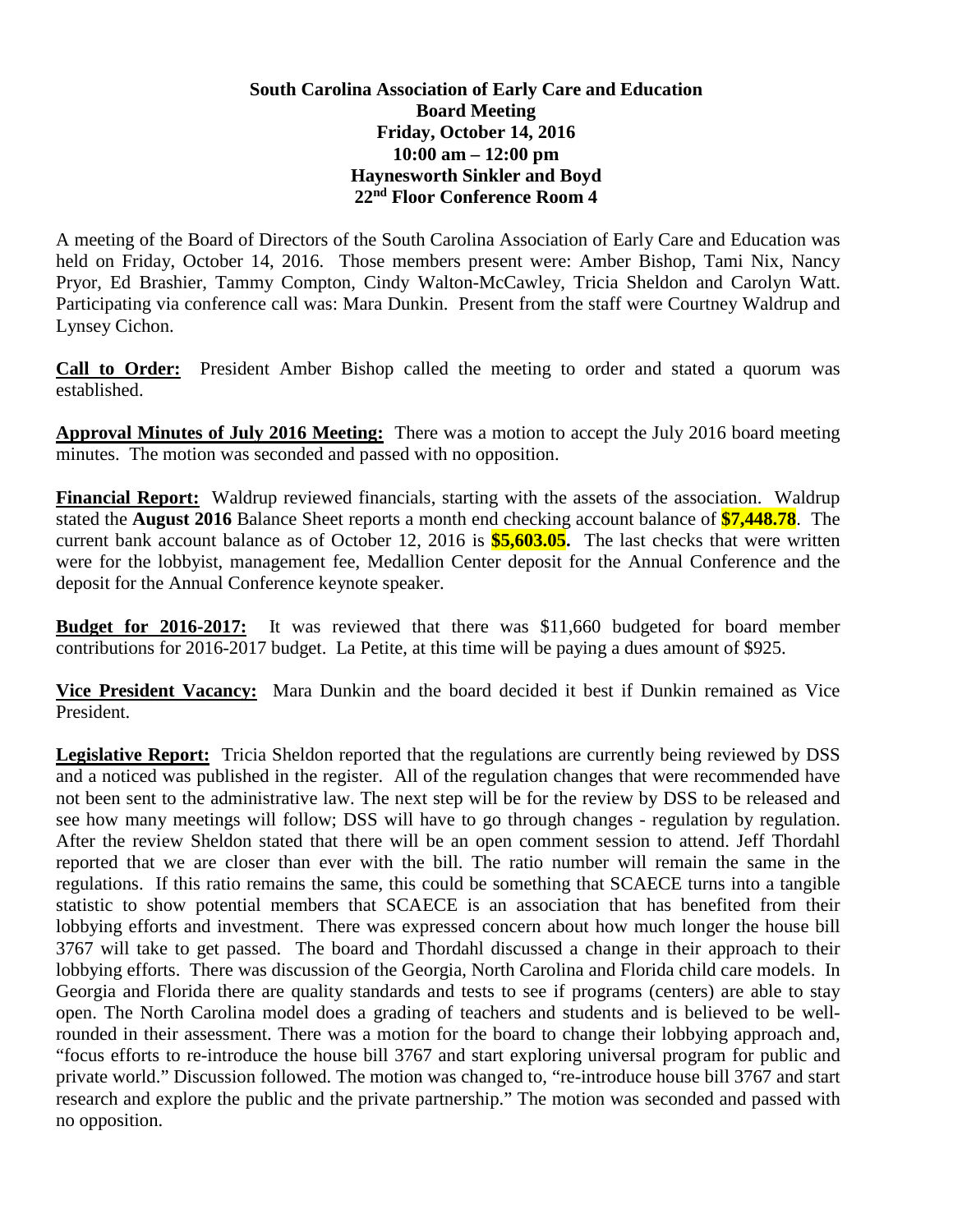**South Carolina Association of Early Care and Education**
**Board Meeting**
**Friday, October 14, 2016**
**10:00 am – 12:00 pm**
**Haynesworth Sinkler and Boyd**
**22nd Floor Conference Room 4**

A meeting of the Board of Directors of the South Carolina Association of Early Care and Education was held on Friday, October 14, 2016. Those members present were: Amber Bishop, Tami Nix, Nancy Pryor, Ed Brashier, Tammy Compton, Cindy Walton-McCawley, Tricia Sheldon and Carolyn Watt. Participating via conference call was: Mara Dunkin. Present from the staff were Courtney Waldrup and Lynsey Cichon.

**Call to Order:** President Amber Bishop called the meeting to order and stated a quorum was established.

**Approval Minutes of July 2016 Meeting:** There was a motion to accept the July 2016 board meeting minutes. The motion was seconded and passed with no opposition.

**Financial Report:** Waldrup reviewed financials, starting with the assets of the association. Waldrup stated the **August 2016** Balance Sheet reports a month end checking account balance of **$7,448.78**. The current bank account balance as of October 12, 2016 is **$5,603.05.** The last checks that were written were for the lobbyist, management fee, Medallion Center deposit for the Annual Conference and the deposit for the Annual Conference keynote speaker.

**Budget for 2016-2017:** It was reviewed that there was $11,660 budgeted for board member contributions for 2016-2017 budget. La Petite, at this time will be paying a dues amount of $925.

**Vice President Vacancy:** Mara Dunkin and the board decided it best if Dunkin remained as Vice President.

**Legislative Report:** Tricia Sheldon reported that the regulations are currently being reviewed by DSS and a noticed was published in the register. All of the regulation changes that were recommended have not been sent to the administrative law. The next step will be for the review by DSS to be released and see how many meetings will follow; DSS will have to go through changes - regulation by regulation. After the review Sheldon stated that there will be an open comment session to attend. Jeff Thordahl reported that we are closer than ever with the bill. The ratio number will remain the same in the regulations. If this ratio remains the same, this could be something that SCAECE turns into a tangible statistic to show potential members that SCAECE is an association that has benefited from their lobbying efforts and investment. There was expressed concern about how much longer the house bill 3767 will take to get passed. The board and Thordahl discussed a change in their approach to their lobbying efforts. There was discussion of the Georgia, North Carolina and Florida child care models. In Georgia and Florida there are quality standards and tests to see if programs (centers) are able to stay open. The North Carolina model does a grading of teachers and students and is believed to be well-rounded in their assessment. There was a motion for the board to change their lobbying approach and, "focus efforts to re-introduce the house bill 3767 and start exploring universal program for public and private world." Discussion followed. The motion was changed to, "re-introduce house bill 3767 and start research and explore the public and the private partnership." The motion was seconded and passed with no opposition.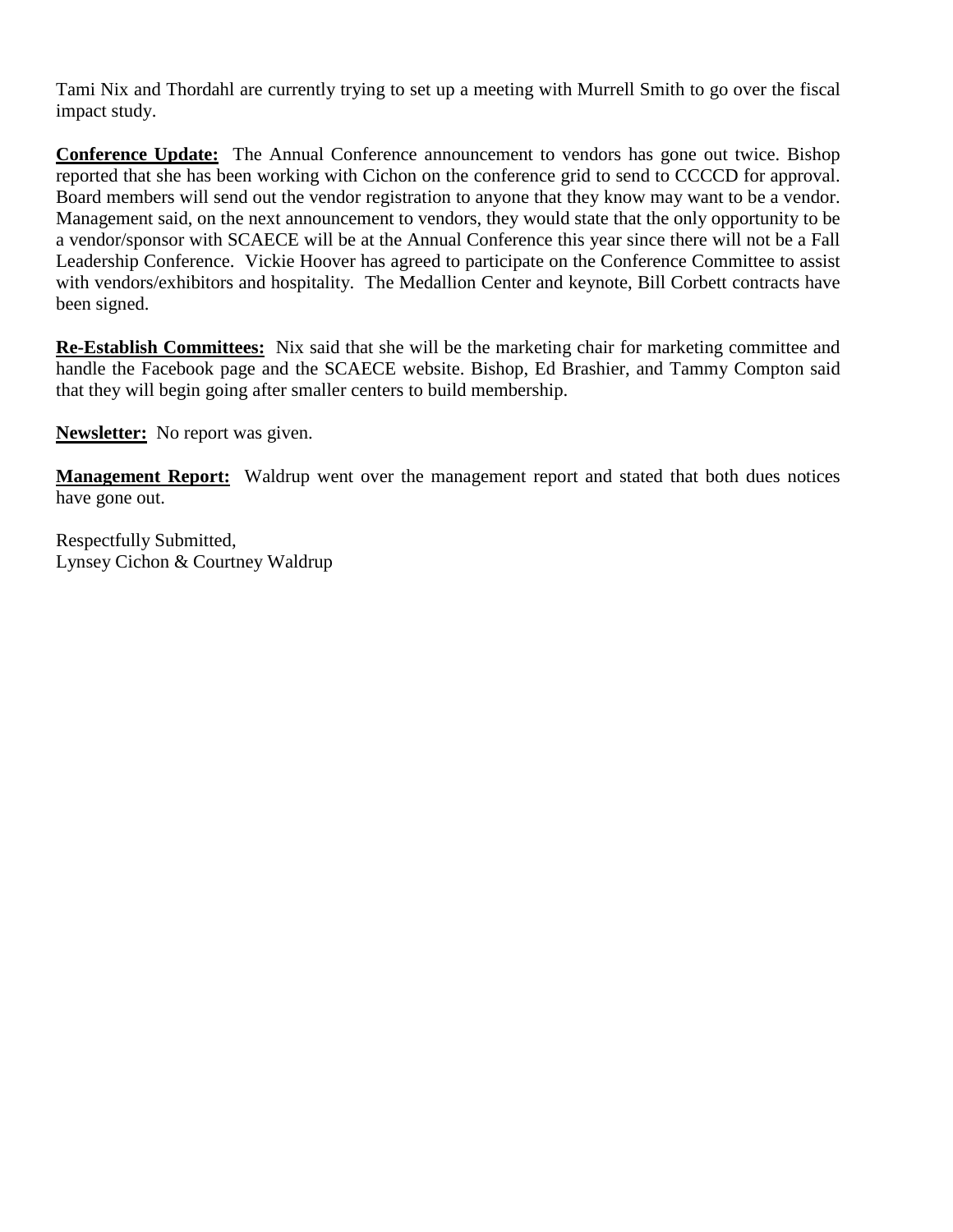Tami Nix and Thordahl are currently trying to set up a meeting with Murrell Smith to go over the fiscal impact study.

**Conference Update:** The Annual Conference announcement to vendors has gone out twice. Bishop reported that she has been working with Cichon on the conference grid to send to CCCCD for approval. Board members will send out the vendor registration to anyone that they know may want to be a vendor. Management said, on the next announcement to vendors, they would state that the only opportunity to be a vendor/sponsor with SCAECE will be at the Annual Conference this year since there will not be a Fall Leadership Conference. Vickie Hoover has agreed to participate on the Conference Committee to assist with vendors/exhibitors and hospitality. The Medallion Center and keynote, Bill Corbett contracts have been signed.

**Re-Establish Committees:** Nix said that she will be the marketing chair for marketing committee and handle the Facebook page and the SCAECE website. Bishop, Ed Brashier, and Tammy Compton said that they will begin going after smaller centers to build membership.

**Newsletter:** No report was given.

**Management Report:** Waldrup went over the management report and stated that both dues notices have gone out.

Respectfully Submitted,
Lynsey Cichon & Courtney Waldrup